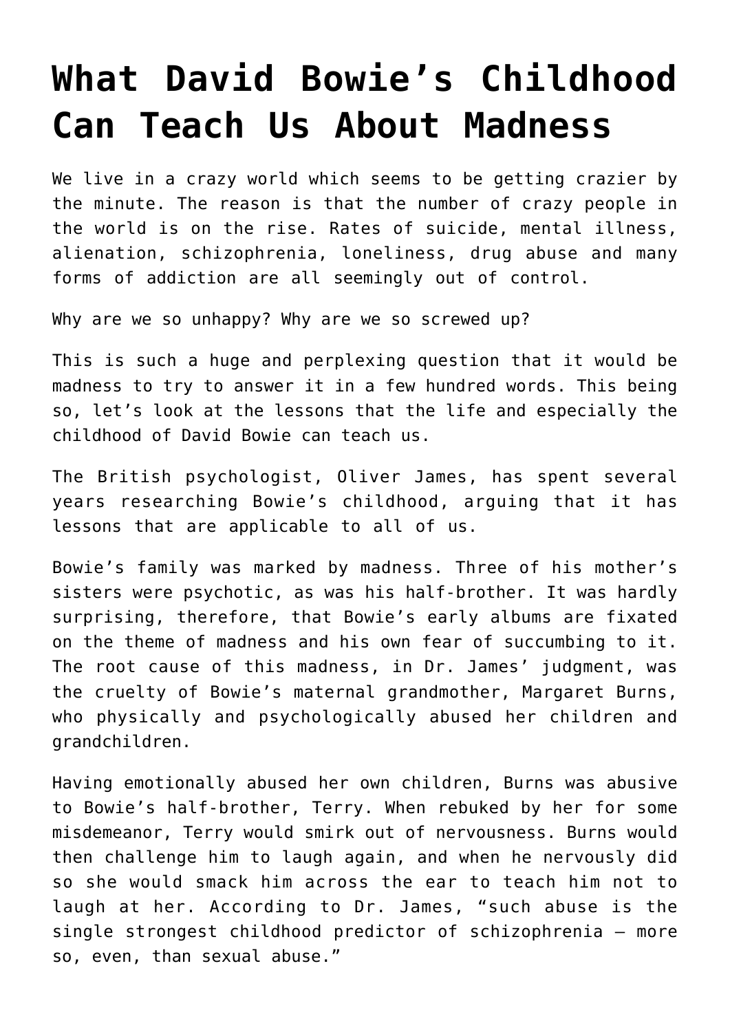# What David Bowie's Childhood Can Teach Us About Madness

We live in a crazy world which seems to be getting crazier by the minute. The reason is that the number of crazy people in the world is on the rise. Rates of suicide, mental illness, alienation, schizophrenia, loneliness, drug abuse and many forms of addiction are all seemingly out of control.

Why are we so unhappy? Why are we so screwed up?

This is such a huge and perplexing question that it would be madness to try to answer it in a few hundred words. This being so, let's look at the lessons that the life and especially the childhood of David Bowie can teach us.

The British psychologist, Oliver James, has spent several years researching Bowie's childhood, arguing that it has lessons that are applicable to all of us.

Bowie's family was marked by madness. Three of his mother's sisters were psychotic, as was his half-brother. It was hardly surprising, therefore, that Bowie's early albums are fixated on the theme of madness and his own fear of succumbing to it. The root cause of this madness, in Dr. James' judgment, was the cruelty of Bowie's maternal grandmother, Margaret Burns, who physically and psychologically abused her children and grandchildren.

Having emotionally abused her own children, Burns was abusive to Bowie's half-brother, Terry. When rebuked by her for some misdemeanor, Terry would smirk out of nervousness. Burns would then challenge him to laugh again, and when he nervously did so she would smack him across the ear to teach him not to laugh at her. According to Dr. James, "such abuse is the single strongest childhood predictor of schizophrenia – more so, even, than sexual abuse."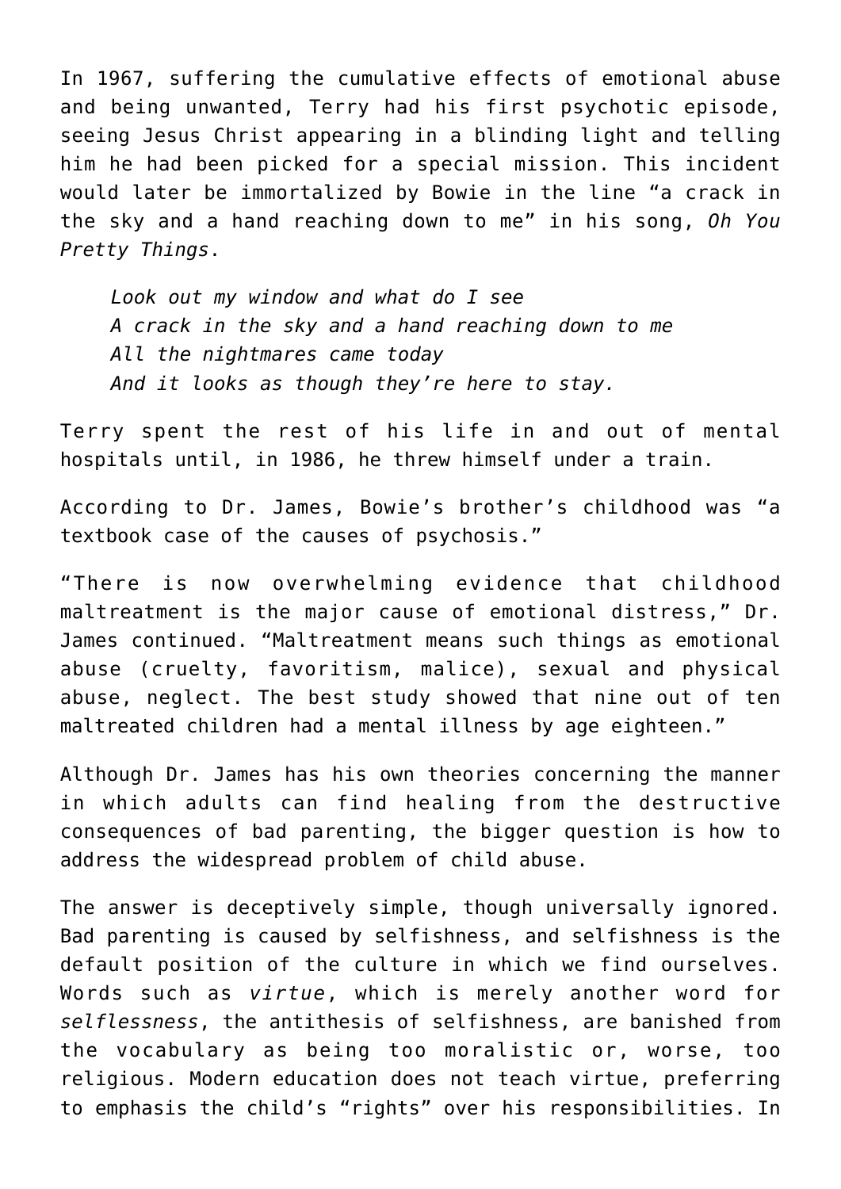In 1967, suffering the cumulative effects of emotional abuse and being unwanted, Terry had his first psychotic episode, seeing Jesus Christ appearing in a blinding light and telling him he had been picked for a special mission. This incident would later be immortalized by Bowie in the line “a crack in the sky and a hand reaching down to me” in his song, *Oh You Pretty Things*.

> *Look out my window and what do I see*
> *A crack in the sky and a hand reaching down to me*
> *All the nightmares came today*
> *And it looks as though they’re here to stay.*

Terry spent the rest of his life in and out of mental hospitals until, in 1986, he threw himself under a train.

According to Dr. James, Bowie’s brother’s childhood was “a textbook case of the causes of psychosis.”

“There is now overwhelming evidence that childhood maltreatment is the major cause of emotional distress,” Dr. James continued. “Maltreatment means such things as emotional abuse (cruelty, favoritism, malice), sexual and physical abuse, neglect. The best study showed that nine out of ten maltreated children had a mental illness by age eighteen.”

Although Dr. James has his own theories concerning the manner in which adults can find healing from the destructive consequences of bad parenting, the bigger question is how to address the widespread problem of child abuse.

The answer is deceptively simple, though universally ignored. Bad parenting is caused by selfishness, and selfishness is the default position of the culture in which we find ourselves. Words such as *virtue*, which is merely another word for *selflessness*, the antithesis of selfishness, are banished from the vocabulary as being too moralistic or, worse, too religious. Modern education does not teach virtue, preferring to emphasis the child’s “rights” over his responsibilities. In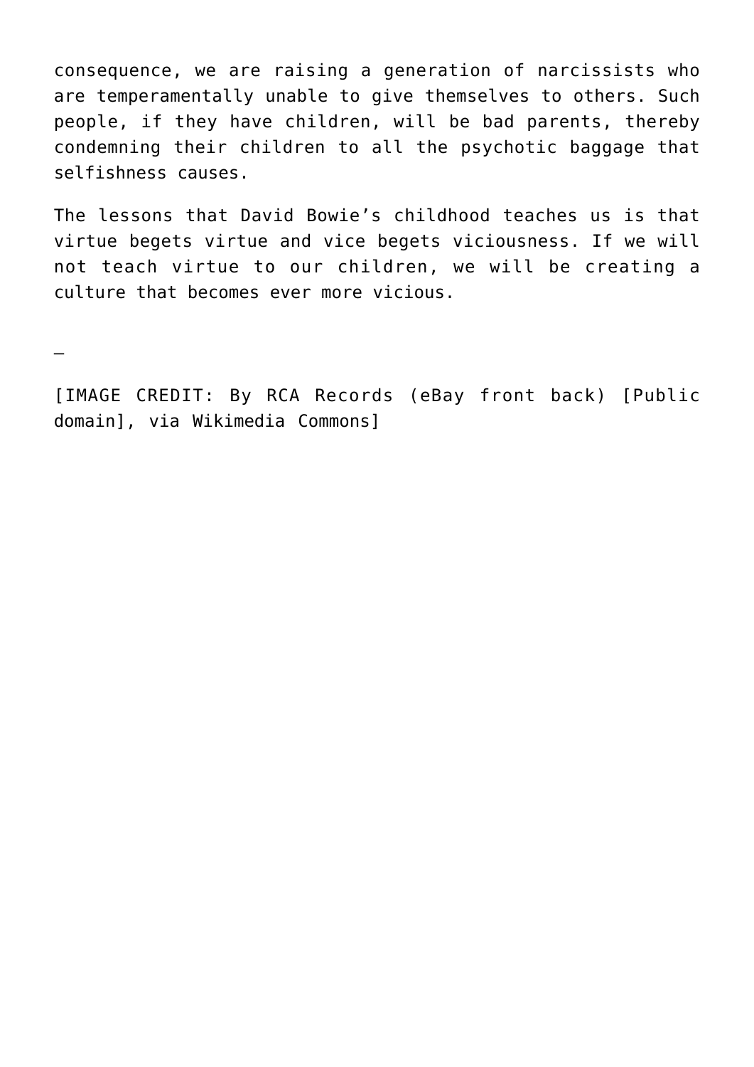consequence, we are raising a generation of narcissists who are temperamentally unable to give themselves to others. Such people, if they have children, will be bad parents, thereby condemning their children to all the psychotic baggage that selfishness causes.

The lessons that David Bowie's childhood teaches us is that virtue begets virtue and vice begets viciousness. If we will not teach virtue to our children, we will be creating a culture that becomes ever more vicious.

—

[IMAGE CREDIT: By RCA Records (eBay front back) [Public domain], via Wikimedia Commons]